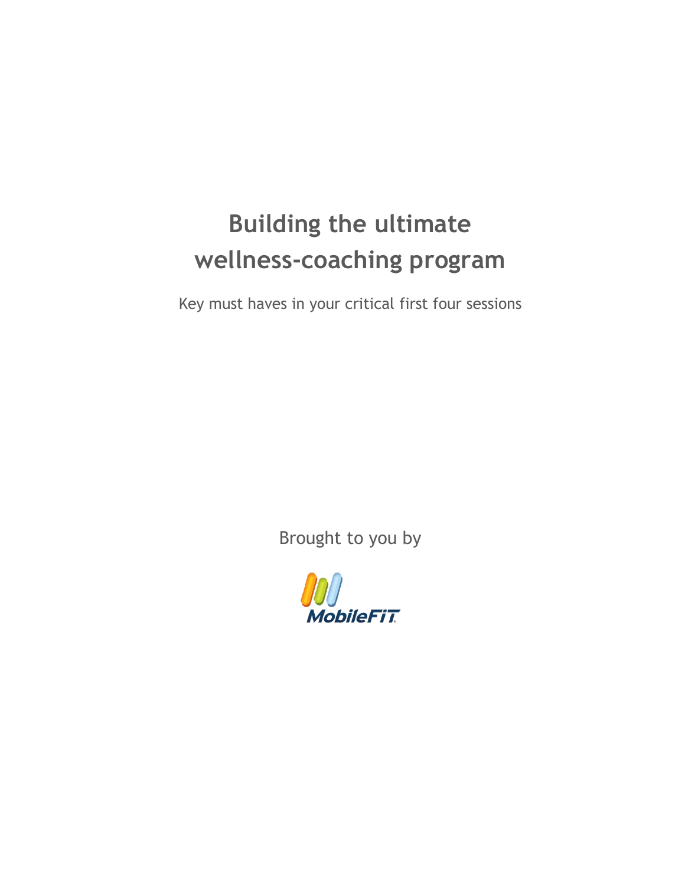# Building the ultimate wellness-coaching program

Key must haves in your critical first four sessions

Brought to you by

MobileFiT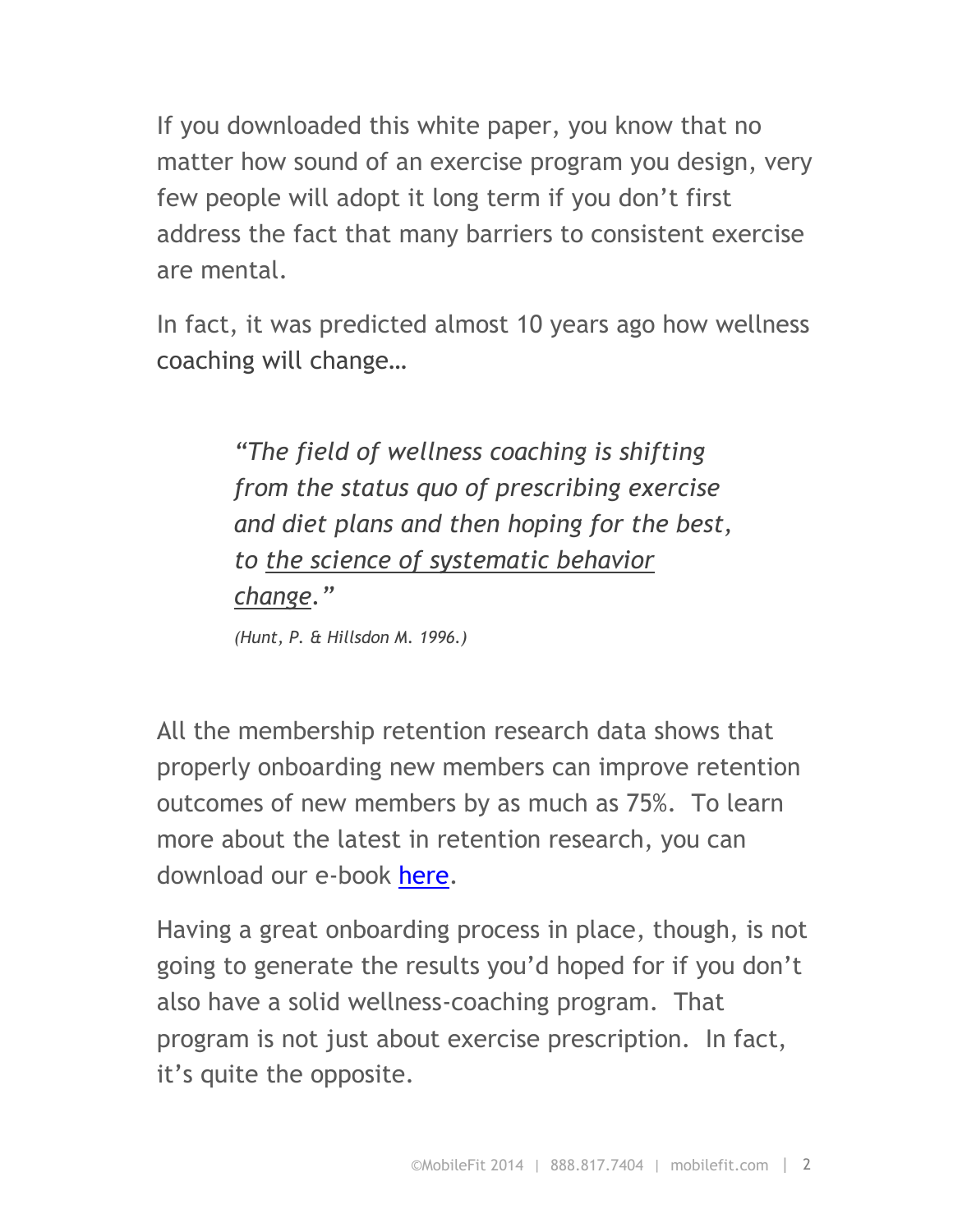If you downloaded this white paper, you know that no matter how sound of an exercise program you design, very few people will adopt it long term if you don't first address the fact that many barriers to consistent exercise are mental.

In fact, it was predicted almost 10 years ago how wellness coaching will change…

> *"The field of wellness coaching is shifting from the status quo of prescribing exercise and diet plans and then hoping for the best, to <u>the science of systematic behavior change</u>."*
>
> *(Hunt, P. & Hillsdon M. 1996.)*

All the membership retention research data shows that properly onboarding new members can improve retention outcomes of new members by as much as 75%. To learn more about the latest in retention research, you can download our e-book here.

Having a great onboarding process in place, though, is not going to generate the results you'd hoped for if you don't also have a solid wellness-coaching program. That program is not just about exercise prescription. In fact, it's quite the opposite.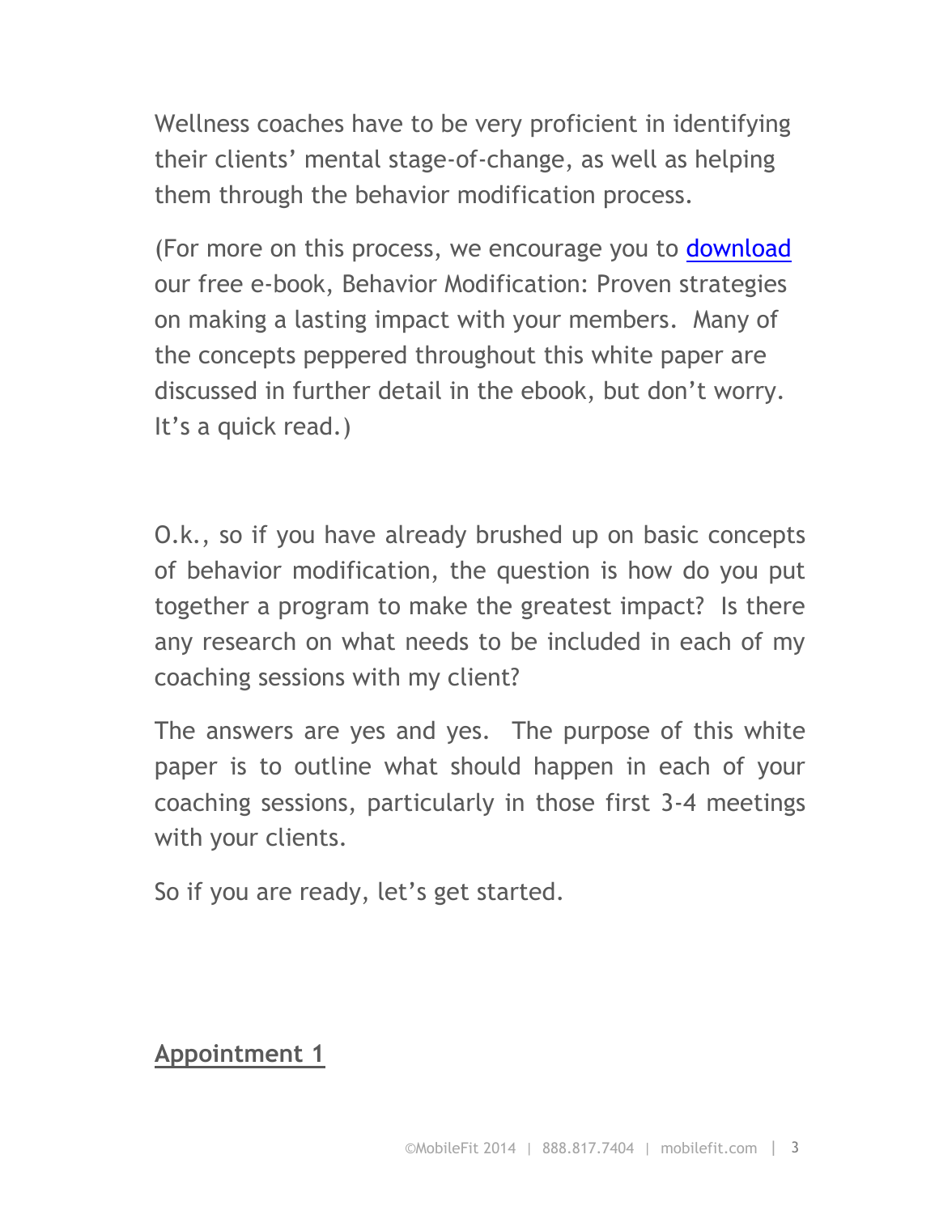Wellness coaches have to be very proficient in identifying their clients' mental stage-of-change, as well as helping them through the behavior modification process.

(For more on this process, we encourage you to download our free e-book, Behavior Modification: Proven strategies on making a lasting impact with your members. Many of the concepts peppered throughout this white paper are discussed in further detail in the ebook, but don't worry. It's a quick read.)

O.k., so if you have already brushed up on basic concepts of behavior modification, the question is how do you put together a program to make the greatest impact? Is there any research on what needs to be included in each of my coaching sessions with my client?

The answers are yes and yes. The purpose of this white paper is to outline what should happen in each of your coaching sessions, particularly in those first 3-4 meetings with your clients.

So if you are ready, let's get started.

## Appointment 1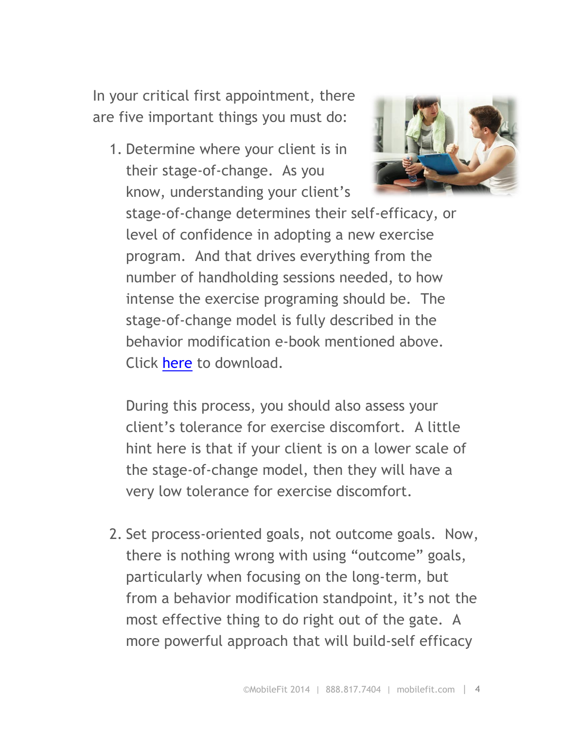In your critical first appointment, there are five important things you must do:

1. Determine where your client is in their stage-of-change. As you know, understanding your client's stage-of-change determines their self-efficacy, or level of confidence in adopting a new exercise program. And that drives everything from the number of handholding sessions needed, to how intense the exercise programing should be. The stage-of-change model is fully described in the behavior modification e-book mentioned above. Click here to download.

   During this process, you should also assess your client's tolerance for exercise discomfort. A little hint here is that if your client is on a lower scale of the stage-of-change model, then they will have a very low tolerance for exercise discomfort.

2. Set process-oriented goals, not outcome goals. Now, there is nothing wrong with using "outcome" goals, particularly when focusing on the long-term, but from a behavior modification standpoint, it's not the most effective thing to do right out of the gate. A more powerful approach that will build-self efficacy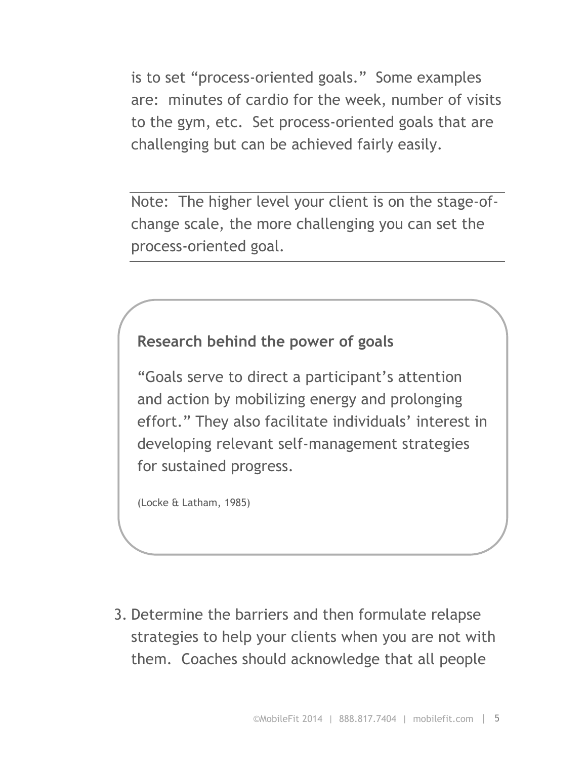is to set "process-oriented goals." Some examples are: minutes of cardio for the week, number of visits to the gym, etc. Set process-oriented goals that are challenging but can be achieved fairly easily.

---

Note: The higher level your client is on the stage-of-change scale, the more challenging you can set the process-oriented goal.

---

**Research behind the power of goals**

"Goals serve to direct a participant's attention and action by mobilizing energy and prolonging effort." They also facilitate individuals' interest in developing relevant self-management strategies for sustained progress.

(Locke & Latham, 1985)

3. Determine the barriers and then formulate relapse strategies to help your clients when you are not with them. Coaches should acknowledge that all people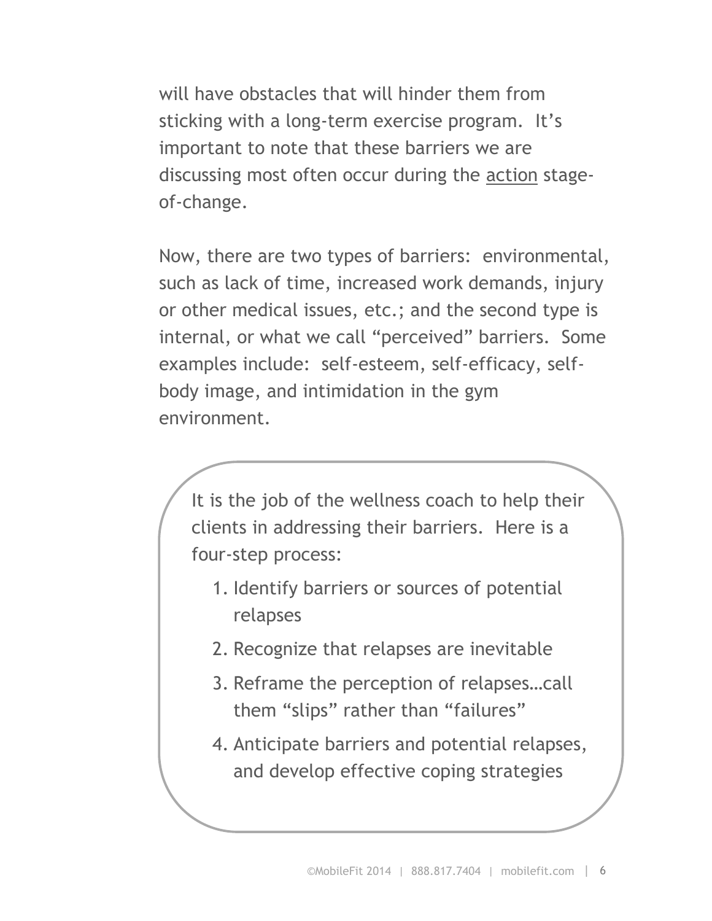will have obstacles that will hinder them from sticking with a long-term exercise program. It's important to note that these barriers we are discussing most often occur during the <u>action</u> stage-of-change.

Now, there are two types of barriers: environmental, such as lack of time, increased work demands, injury or other medical issues, etc.; and the second type is internal, or what we call "perceived" barriers. Some examples include: self-esteem, self-efficacy, self-body image, and intimidation in the gym environment.

It is the job of the wellness coach to help their clients in addressing their barriers. Here is a four-step process:

1. Identify barriers or sources of potential relapses
2. Recognize that relapses are inevitable
3. Reframe the perception of relapses…call them "slips" rather than "failures"
4. Anticipate barriers and potential relapses, and develop effective coping strategies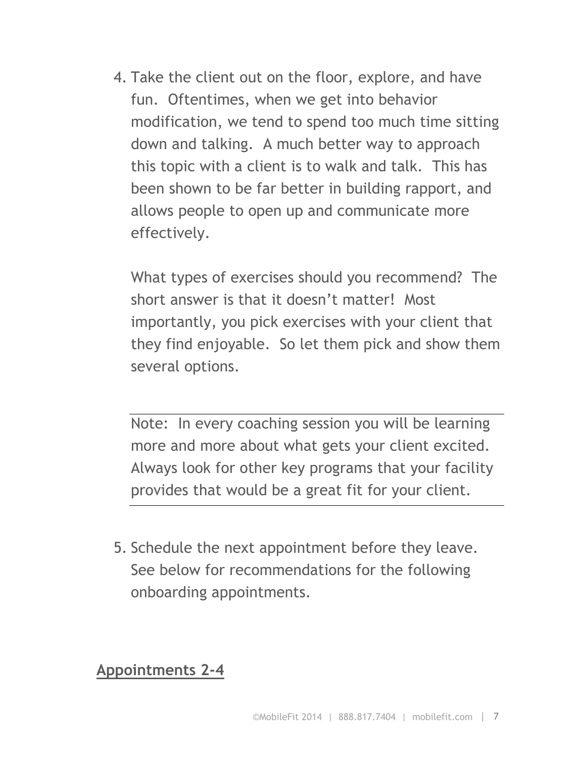4. Take the client out on the floor, explore, and have fun. Oftentimes, when we get into behavior modification, we tend to spend too much time sitting down and talking. A much better way to approach this topic with a client is to walk and talk. This has been shown to be far better in building rapport, and allows people to open up and communicate more effectively.

   What types of exercises should you recommend? The short answer is that it doesn't matter! Most importantly, you pick exercises with your client that they find enjoyable. So let them pick and show them several options.

   ---

   Note: In every coaching session you will be learning more and more about what gets your client excited. Always look for other key programs that your facility provides that would be a great fit for your client.

   ---

5. Schedule the next appointment before they leave. See below for recommendations for the following onboarding appointments.

## Appointments 2-4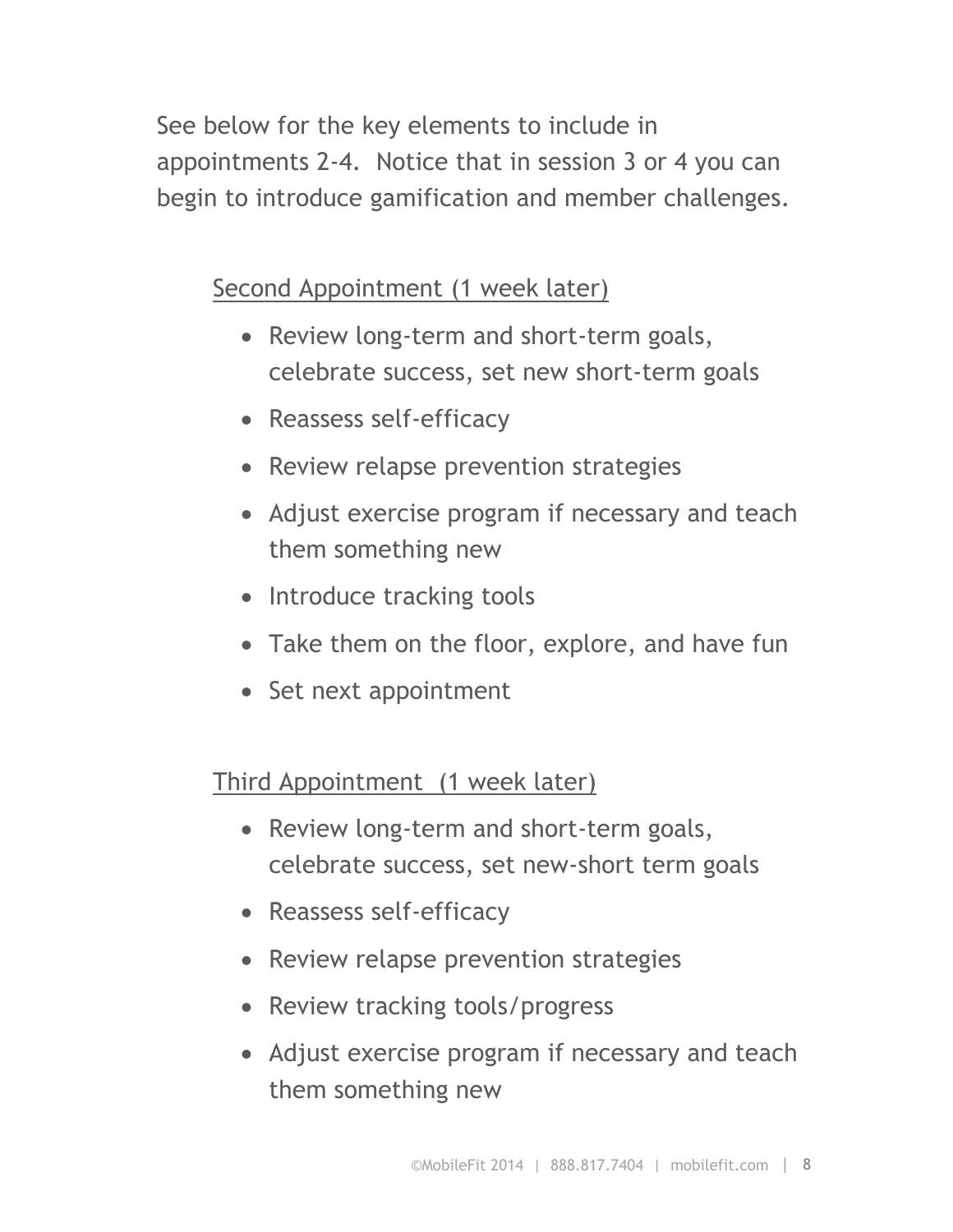See below for the key elements to include in appointments 2-4. Notice that in session 3 or 4 you can begin to introduce gamification and member challenges.

<u>Second Appointment (1 week later)</u>

- Review long-term and short-term goals, celebrate success, set new short-term goals
- Reassess self-efficacy
- Review relapse prevention strategies
- Adjust exercise program if necessary and teach them something new
- Introduce tracking tools
- Take them on the floor, explore, and have fun
- Set next appointment

<u>Third Appointment (1 week later)</u>

- Review long-term and short-term goals, celebrate success, set new-short term goals
- Reassess self-efficacy
- Review relapse prevention strategies
- Review tracking tools/progress
- Adjust exercise program if necessary and teach them something new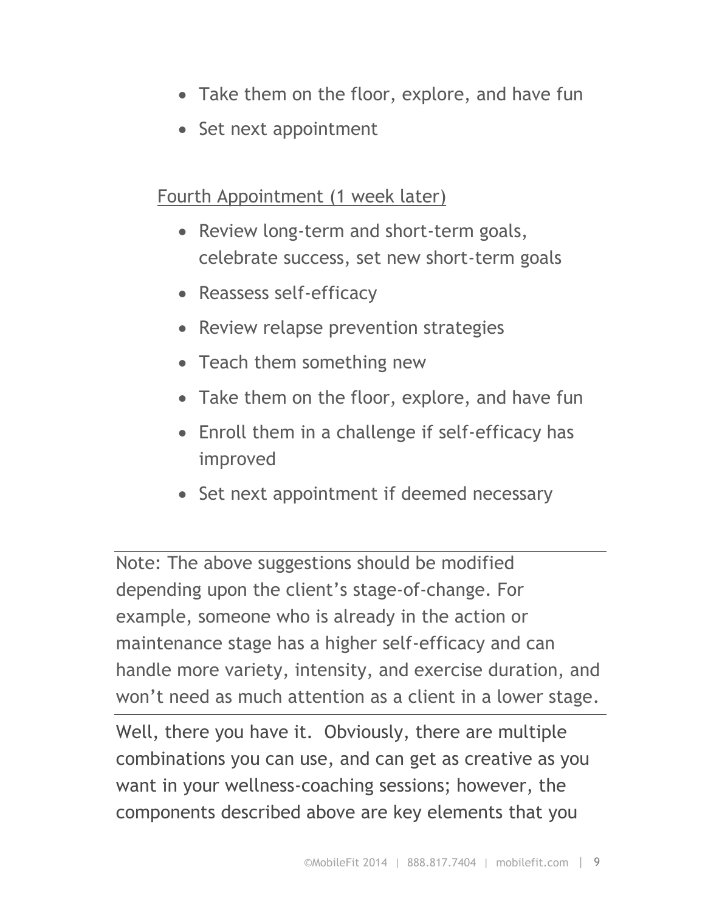- Take them on the floor, explore, and have fun
- Set next appointment

Fourth Appointment (1 week later)

- Review long-term and short-term goals, celebrate success, set new short-term goals
- Reassess self-efficacy
- Review relapse prevention strategies
- Teach them something new
- Take them on the floor, explore, and have fun
- Enroll them in a challenge if self-efficacy has improved
- Set next appointment if deemed necessary

---

Note: The above suggestions should be modified depending upon the client's stage-of-change. For example, someone who is already in the action or maintenance stage has a higher self-efficacy and can handle more variety, intensity, and exercise duration, and won't need as much attention as a client in a lower stage.

---

Well, there you have it. Obviously, there are multiple combinations you can use, and can get as creative as you want in your wellness-coaching sessions; however, the components described above are key elements that you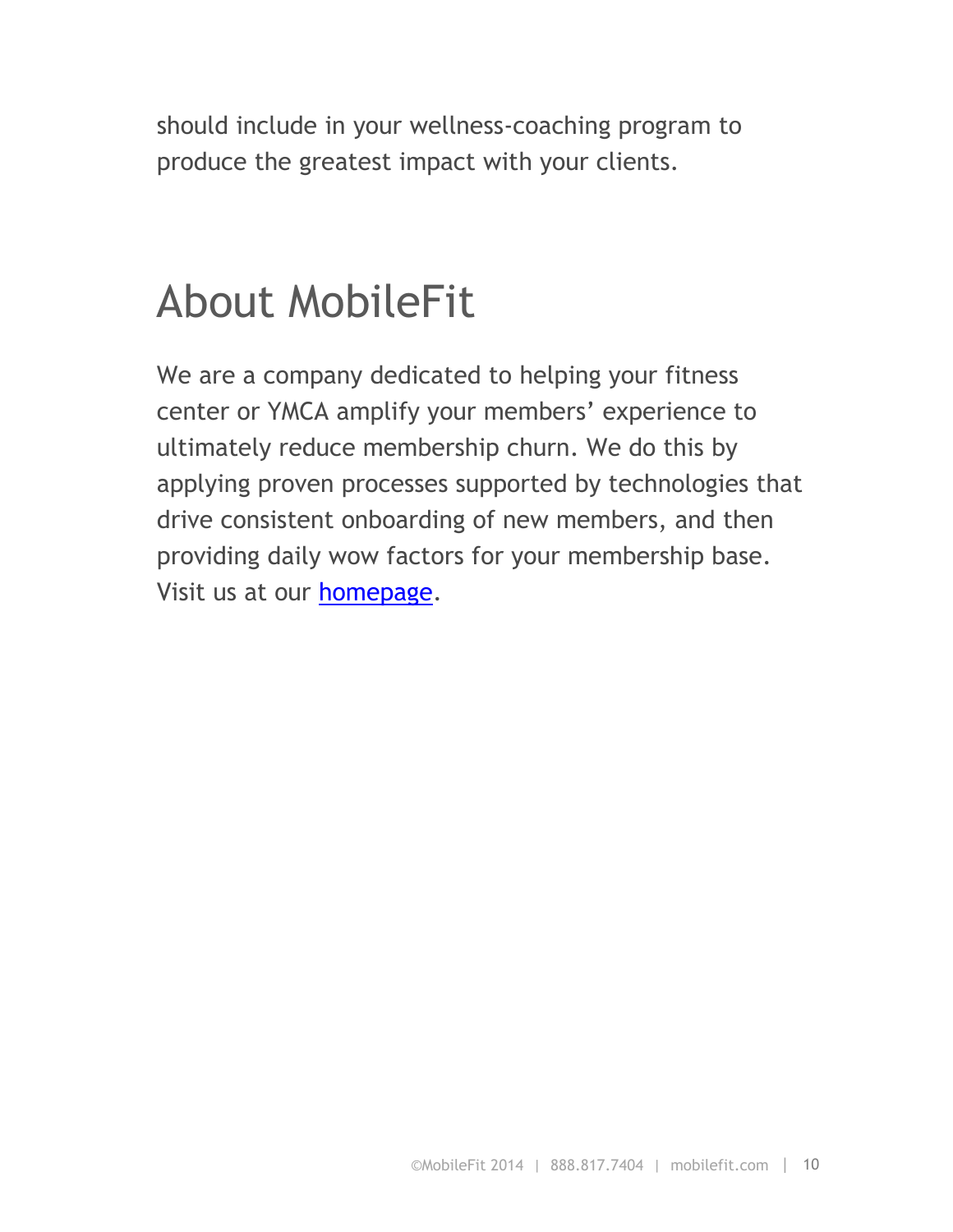should include in your wellness-coaching program to produce the greatest impact with your clients.

# About MobileFit

We are a company dedicated to helping your fitness center or YMCA amplify your members' experience to ultimately reduce membership churn. We do this by applying proven processes supported by technologies that drive consistent onboarding of new members, and then providing daily wow factors for your membership base. Visit us at our homepage.